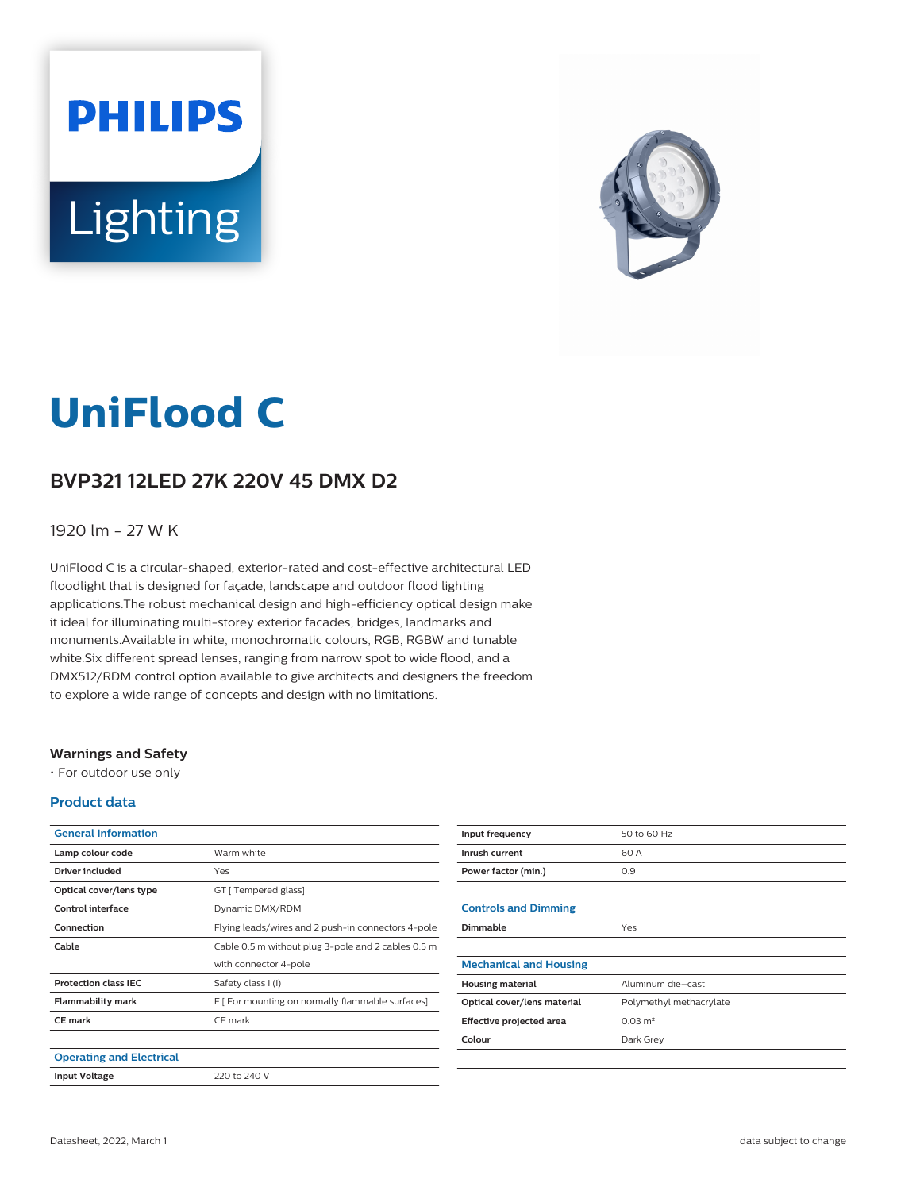# UniFlood C

## BVP321 12LED 27K 220V 45 DMX D2

1920 lm - 27 W K

UniFlood C is a circular-shaped, exterior-rated and cost-effective architectural LED floodlight that is designed for façade, landscape and outdoor flood lighting applications.The robust mechanical design and high-efficiency optical design make it ideal for illuminating multi-storey exterior facades, bridges, landmarks and monuments.Available in white, monochromatic colours, RGB, RGBW and tunable white.Six different spread lenses, ranging from narrow spot to wide flood, and a DMX512/RDM control option available to give architects and designers the freedom to explore a wide range of concepts and design with no limitations.

### Warnings and Safety

- For outdoor use only

### Product data

| General Information | |
|---|---|
| Lamp colour code | Warm white |
| Driver included | Yes |
| Optical cover/lens type | GT [ Tempered glass] |
| Control interface | Dynamic DMX/RDM |
| Connection | Flying leads/wires and 2 push-in connectors 4-pole |
| Cable | Cable 0.5 m without plug 3-pole and 2 cables 0.5 m with connector 4-pole |
| Protection class IEC | Safety class I (I) |
| Flammability mark | F [ For mounting on normally flammable surfaces] |
| CE mark | CE mark |

| Operating and Electrical | |
|---|---|
| Input Voltage | 220 to 240 V |
| Input frequency | 50 to 60 Hz |
| Inrush current | 60 A |
| Power factor (min.) | 0.9 |

| Controls and Dimming | |
|---|---|
| Dimmable | Yes |

| Mechanical and Housing | |
|---|---|
| Housing material | Aluminum die-cast |
| Optical cover/lens material | Polymethyl methacrylate |
| Effective projected area | 0.03 m² |
| Colour | Dark Grey |

Datasheet, 2022, March 1

data subject to change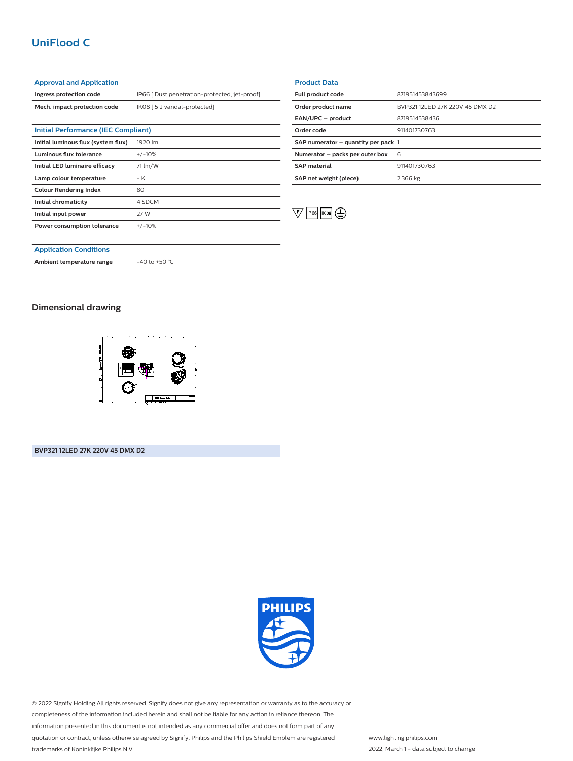# UniFlood C

| Approval and Application | |
|---|---|
| Ingress protection code | IP66 [ Dust penetration-protected, jet-proof] |
| Mech. impact protection code | IK08 [ 5 J vandal-protected] |

| Initial Performance (IEC Compliant) | |
|---|---|
| Initial luminous flux (system flux) | 1920 lm |
| Luminous flux tolerance | +/-10% |
| Initial LED luminaire efficacy | 71 lm/W |
| Lamp colour temperature | - K |
| Colour Rendering Index | 80 |
| Initial chromaticity | 4 SDCM |
| Initial input power | 27 W |
| Power consumption tolerance | +/-10% |

| Application Conditions | |
|---|---|
| Ambient temperature range | -40 to +50 °C |

| Product Data | |
|---|---|
| Full product code | 871951453843699 |
| Order product name | BVP321 12LED 27K 220V 45 DMX D2 |
| EAN/UPC – product | 8719514538436 |
| Order code | 911401730763 |
| SAP numerator – quantity per pack | 1 |
| Numerator – packs per outer box | 6 |
| SAP material | 911401730763 |
| SAP net weight (piece) | 2.366 kg |

## Dimensional drawing

**BVP321 12LED 27K 220V 45 DMX D2**

© 2022 Signify Holding All rights reserved. Signify does not give any representation or warranty as to the accuracy or completeness of the information included herein and shall not be liable for any action in reliance thereon. The information presented in this document is not intended as any commercial offer and does not form part of any quotation or contract, unless otherwise agreed by Signify. Philips and the Philips Shield Emblem are registered trademarks of Koninklijke Philips N.V.

www.lighting.philips.com

2022, March 1 - data subject to change